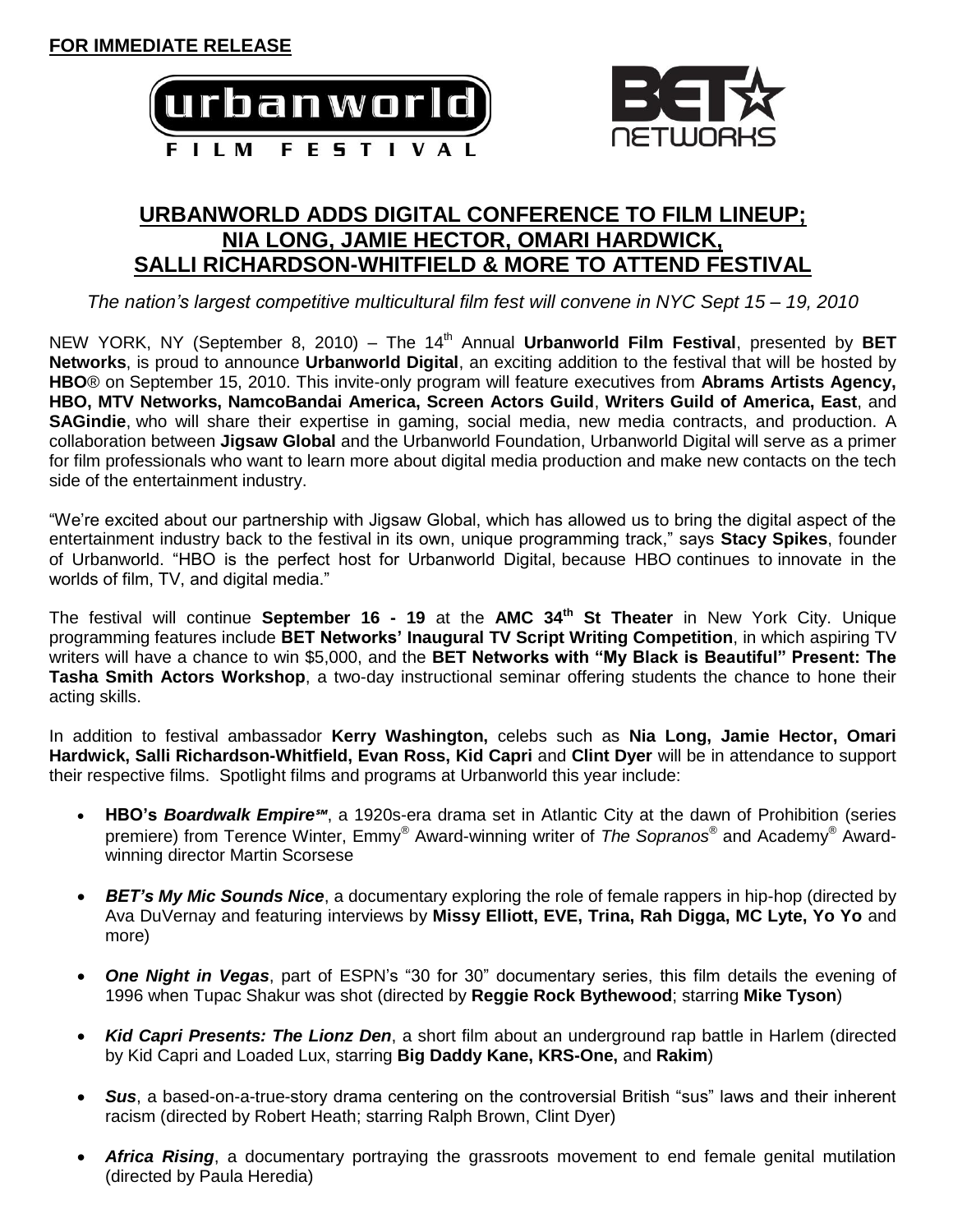**FOR IMMEDIATE RELEASE**

# URBANWORLD ADDS DIGITAL CONFERENCE TO FILM LINEUP; NIA LONG, JAMIE HECTOR, OMARI HARDWICK, SALLI RICHARDSON-WHITFIELD & MORE TO ATTEND FESTIVAL

*The nation's largest competitive multicultural film fest will convene in NYC Sept 15 – 19, 2010*

NEW YORK, NY (September 8, 2010) – The 14th Annual **Urbanworld Film Festival**, presented by **BET Networks**, is proud to announce **Urbanworld Digital**, an exciting addition to the festival that will be hosted by **HBO**® on September 15, 2010. This invite-only program will feature executives from **Abrams Artists Agency, HBO, MTV Networks, NamcoBandai America, Screen Actors Guild**, **Writers Guild of America, East**, and **SAGindie**, who will share their expertise in gaming, social media, new media contracts, and production. A collaboration between **Jigsaw Global** and the Urbanworld Foundation, Urbanworld Digital will serve as a primer for film professionals who want to learn more about digital media production and make new contacts on the tech side of the entertainment industry.

"We're excited about our partnership with Jigsaw Global, which has allowed us to bring the digital aspect of the entertainment industry back to the festival in its own, unique programming track," says **Stacy Spikes**, founder of Urbanworld. "HBO is the perfect host for Urbanworld Digital, because HBO continues to innovate in the worlds of film, TV, and digital media."

The festival will continue **September 16 - 19** at the **AMC 34th St Theater** in New York City. Unique programming features include **BET Networks' Inaugural TV Script Writing Competition**, in which aspiring TV writers will have a chance to win $5,000, and the **BET Networks with "My Black is Beautiful" Present: The Tasha Smith Actors Workshop**, a two-day instructional seminar offering students the chance to hone their acting skills.

In addition to festival ambassador **Kerry Washington,** celebs such as **Nia Long, Jamie Hector, Omari Hardwick, Salli Richardson-Whitfield, Evan Ross, Kid Capri** and **Clint Dyer** will be in attendance to support their respective films. Spotlight films and programs at Urbanworld this year include:

- **HBO's *Boardwalk Empire℠***, a 1920s-era drama set in Atlantic City at the dawn of Prohibition (series premiere) from Terence Winter, Emmy® Award-winning writer of *The Sopranos*® and Academy® Award-winning director Martin Scorsese
- ***BET's My Mic Sounds Nice***, a documentary exploring the role of female rappers in hip-hop (directed by Ava DuVernay and featuring interviews by **Missy Elliott, EVE, Trina, Rah Digga, MC Lyte, Yo Yo** and more)
- ***One Night in Vegas***, part of ESPN's "30 for 30" documentary series, this film details the evening of 1996 when Tupac Shakur was shot (directed by **Reggie Rock Bythewood**; starring **Mike Tyson**)
- ***Kid Capri Presents: The Lionz Den***, a short film about an underground rap battle in Harlem (directed by Kid Capri and Loaded Lux, starring **Big Daddy Kane, KRS-One,** and **Rakim**)
- ***Sus***, a based-on-a-true-story drama centering on the controversial British "sus" laws and their inherent racism (directed by Robert Heath; starring Ralph Brown, Clint Dyer)
- ***Africa Rising***, a documentary portraying the grassroots movement to end female genital mutilation (directed by Paula Heredia)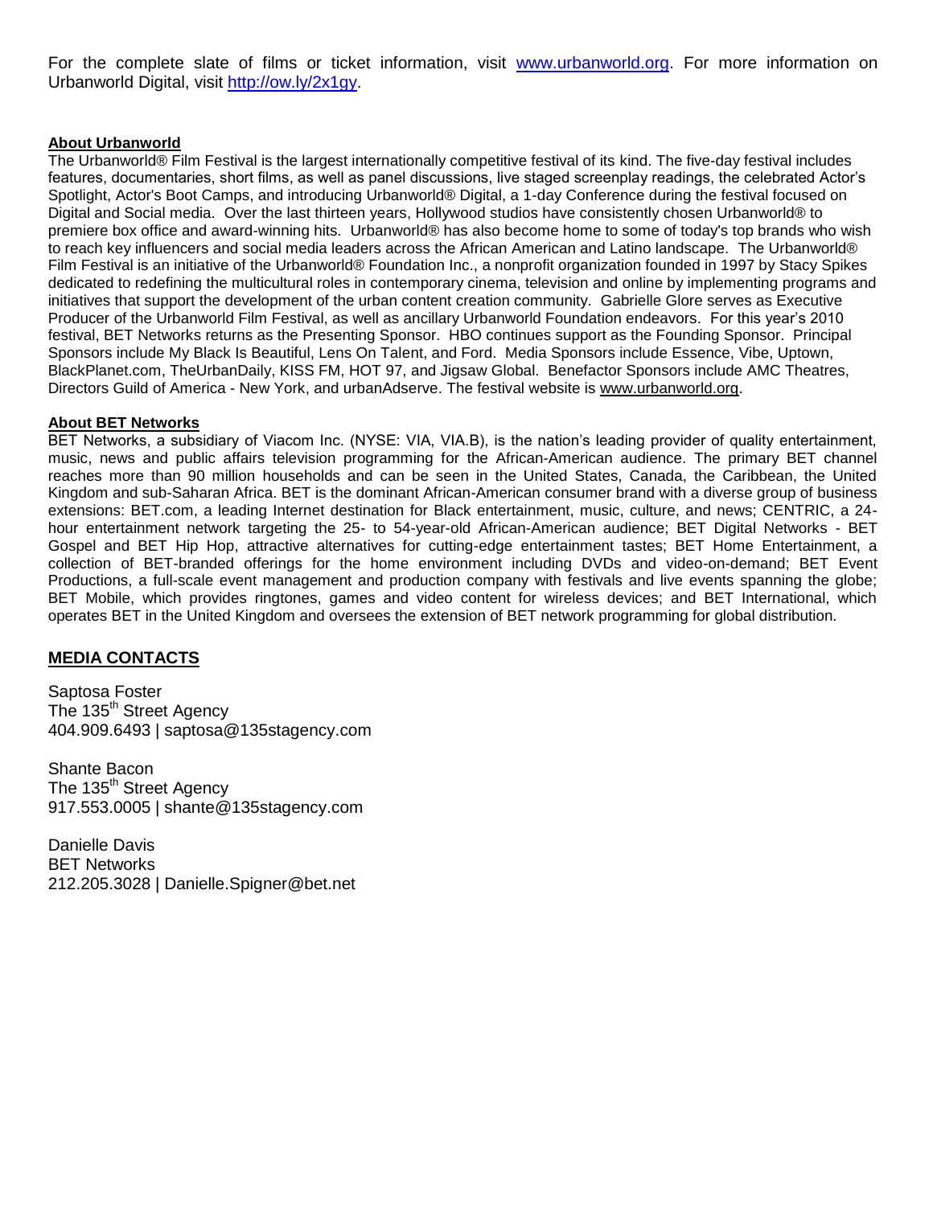For the complete slate of films or ticket information, visit [www.urbanworld.org](http://www.urbanworld.org). For more information on Urbanworld Digital, visit [http://ow.ly/2x1gy](http://ow.ly/2x1gy).

**About Urbanworld**

The Urbanworld® Film Festival is the largest internationally competitive festival of its kind. The five-day festival includes features, documentaries, short films, as well as panel discussions, live staged screenplay readings, the celebrated Actor's Spotlight, Actor's Boot Camps, and introducing Urbanworld® Digital, a 1-day Conference during the festival focused on Digital and Social media. Over the last thirteen years, Hollywood studios have consistently chosen Urbanworld® to premiere box office and award-winning hits. Urbanworld® has also become home to some of today's top brands who wish to reach key influencers and social media leaders across the African American and Latino landscape. The Urbanworld® Film Festival is an initiative of the Urbanworld® Foundation Inc., a nonprofit organization founded in 1997 by Stacy Spikes dedicated to redefining the multicultural roles in contemporary cinema, television and online by implementing programs and initiatives that support the development of the urban content creation community. Gabrielle Glore serves as Executive Producer of the Urbanworld Film Festival, as well as ancillary Urbanworld Foundation endeavors. For this year's 2010 festival, BET Networks returns as the Presenting Sponsor. HBO continues support as the Founding Sponsor. Principal Sponsors include My Black Is Beautiful, Lens On Talent, and Ford. Media Sponsors include Essence, Vibe, Uptown, BlackPlanet.com, TheUrbanDaily, KISS FM, HOT 97, and Jigsaw Global. Benefactor Sponsors include AMC Theatres, Directors Guild of America - New York, and urbanAdserve. The festival website is www.urbanworld.org.

**About BET Networks**

BET Networks, a subsidiary of Viacom Inc. (NYSE: VIA, VIA.B), is the nation's leading provider of quality entertainment, music, news and public affairs television programming for the African-American audience. The primary BET channel reaches more than 90 million households and can be seen in the United States, Canada, the Caribbean, the United Kingdom and sub-Saharan Africa. BET is the dominant African-American consumer brand with a diverse group of business extensions: BET.com, a leading Internet destination for Black entertainment, music, culture, and news; CENTRIC, a 24-hour entertainment network targeting the 25- to 54-year-old African-American audience; BET Digital Networks - BET Gospel and BET Hip Hop, attractive alternatives for cutting-edge entertainment tastes; BET Home Entertainment, a collection of BET-branded offerings for the home environment including DVDs and video-on-demand; BET Event Productions, a full-scale event management and production company with festivals and live events spanning the globe; BET Mobile, which provides ringtones, games and video content for wireless devices; and BET International, which operates BET in the United Kingdom and oversees the extension of BET network programming for global distribution.

## MEDIA CONTACTS

Saptosa Foster
The 135th Street Agency
404.909.6493 | saptosa@135stagency.com

Shante Bacon
The 135th Street Agency
917.553.0005 | shante@135stagency.com

Danielle Davis
BET Networks
212.205.3028 | Danielle.Spigner@bet.net